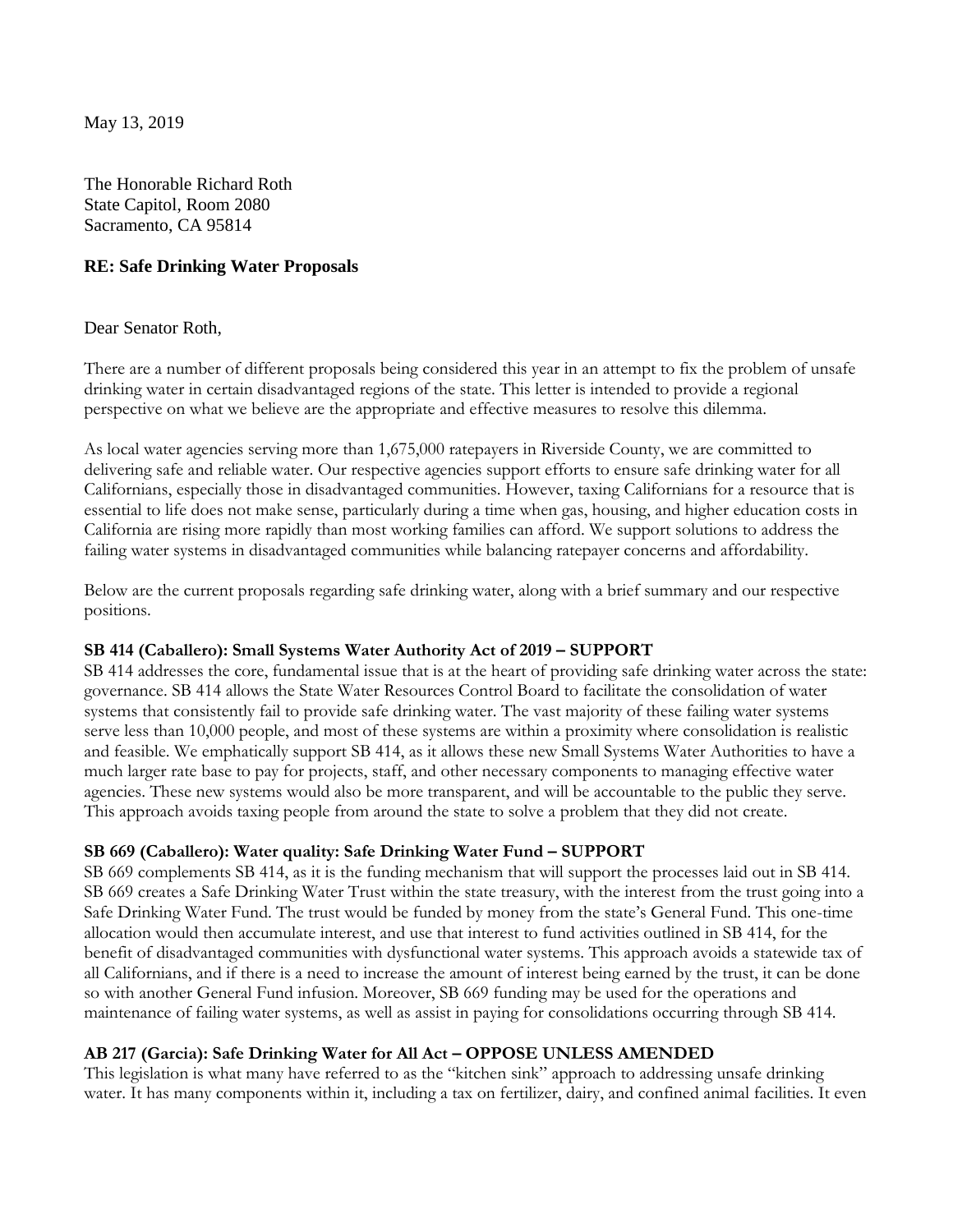May 13, 2019

The Honorable Richard Roth
State Capitol, Room 2080
Sacramento, CA 95814

**RE: Safe Drinking Water Proposals**

Dear Senator Roth,

There are a number of different proposals being considered this year in an attempt to fix the problem of unsafe drinking water in certain disadvantaged regions of the state. This letter is intended to provide a regional perspective on what we believe are the appropriate and effective measures to resolve this dilemma.

As local water agencies serving more than 1,675,000 ratepayers in Riverside County, we are committed to delivering safe and reliable water. Our respective agencies support efforts to ensure safe drinking water for all Californians, especially those in disadvantaged communities. However, taxing Californians for a resource that is essential to life does not make sense, particularly during a time when gas, housing, and higher education costs in California are rising more rapidly than most working families can afford. We support solutions to address the failing water systems in disadvantaged communities while balancing ratepayer concerns and affordability.

Below are the current proposals regarding safe drinking water, along with a brief summary and our respective positions.

**SB 414 (Caballero): Small Systems Water Authority Act of 2019 – SUPPORT**
SB 414 addresses the core, fundamental issue that is at the heart of providing safe drinking water across the state: governance. SB 414 allows the State Water Resources Control Board to facilitate the consolidation of water systems that consistently fail to provide safe drinking water. The vast majority of these failing water systems serve less than 10,000 people, and most of these systems are within a proximity where consolidation is realistic and feasible. We emphatically support SB 414, as it allows these new Small Systems Water Authorities to have a much larger rate base to pay for projects, staff, and other necessary components to managing effective water agencies. These new systems would also be more transparent, and will be accountable to the public they serve. This approach avoids taxing people from around the state to solve a problem that they did not create.

**SB 669 (Caballero): Water quality: Safe Drinking Water Fund – SUPPORT**
SB 669 complements SB 414, as it is the funding mechanism that will support the processes laid out in SB 414. SB 669 creates a Safe Drinking Water Trust within the state treasury, with the interest from the trust going into a Safe Drinking Water Fund. The trust would be funded by money from the state's General Fund. This one-time allocation would then accumulate interest, and use that interest to fund activities outlined in SB 414, for the benefit of disadvantaged communities with dysfunctional water systems. This approach avoids a statewide tax of all Californians, and if there is a need to increase the amount of interest being earned by the trust, it can be done so with another General Fund infusion. Moreover, SB 669 funding may be used for the operations and maintenance of failing water systems, as well as assist in paying for consolidations occurring through SB 414.

**AB 217 (Garcia): Safe Drinking Water for All Act – OPPOSE UNLESS AMENDED**
This legislation is what many have referred to as the "kitchen sink" approach to addressing unsafe drinking water. It has many components within it, including a tax on fertilizer, dairy, and confined animal facilities. It even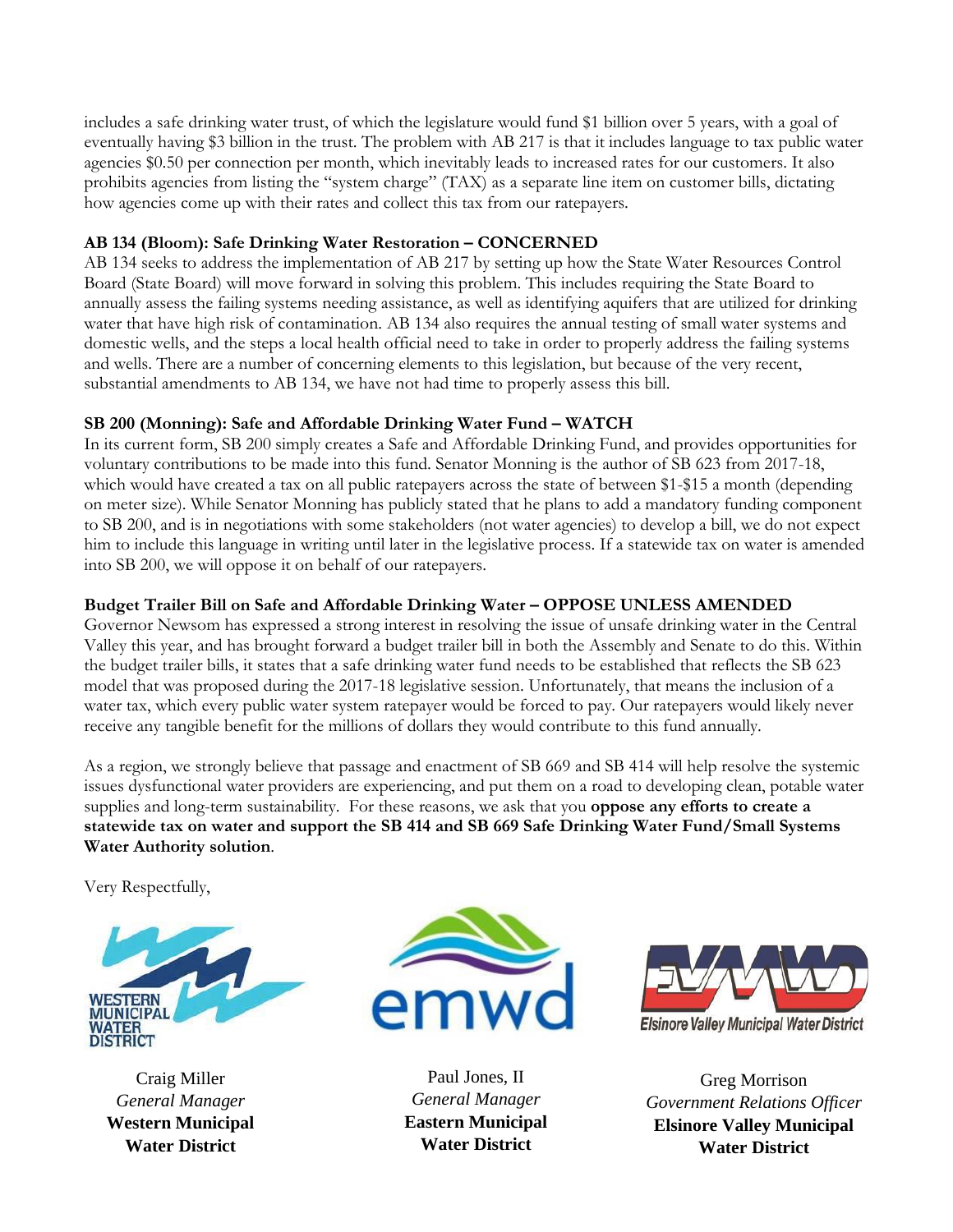includes a safe drinking water trust, of which the legislature would fund $1 billion over 5 years, with a goal of eventually having $3 billion in the trust. The problem with AB 217 is that it includes language to tax public water agencies $0.50 per connection per month, which inevitably leads to increased rates for our customers. It also prohibits agencies from listing the "system charge" (TAX) as a separate line item on customer bills, dictating how agencies come up with their rates and collect this tax from our ratepayers.

**AB 134 (Bloom): Safe Drinking Water Restoration – CONCERNED**

AB 134 seeks to address the implementation of AB 217 by setting up how the State Water Resources Control Board (State Board) will move forward in solving this problem. This includes requiring the State Board to annually assess the failing systems needing assistance, as well as identifying aquifers that are utilized for drinking water that have high risk of contamination. AB 134 also requires the annual testing of small water systems and domestic wells, and the steps a local health official need to take in order to properly address the failing systems and wells. There are a number of concerning elements to this legislation, but because of the very recent, substantial amendments to AB 134, we have not had time to properly assess this bill.

**SB 200 (Monning): Safe and Affordable Drinking Water Fund – WATCH**

In its current form, SB 200 simply creates a Safe and Affordable Drinking Fund, and provides opportunities for voluntary contributions to be made into this fund. Senator Monning is the author of SB 623 from 2017-18, which would have created a tax on all public ratepayers across the state of between $1-$15 a month (depending on meter size). While Senator Monning has publicly stated that he plans to add a mandatory funding component to SB 200, and is in negotiations with some stakeholders (not water agencies) to develop a bill, we do not expect him to include this language in writing until later in the legislative process. If a statewide tax on water is amended into SB 200, we will oppose it on behalf of our ratepayers.

**Budget Trailer Bill on Safe and Affordable Drinking Water – OPPOSE UNLESS AMENDED**

Governor Newsom has expressed a strong interest in resolving the issue of unsafe drinking water in the Central Valley this year, and has brought forward a budget trailer bill in both the Assembly and Senate to do this. Within the budget trailer bills, it states that a safe drinking water fund needs to be established that reflects the SB 623 model that was proposed during the 2017-18 legislative session. Unfortunately, that means the inclusion of a water tax, which every public water system ratepayer would be forced to pay. Our ratepayers would likely never receive any tangible benefit for the millions of dollars they would contribute to this fund annually.

As a region, we strongly believe that passage and enactment of SB 669 and SB 414 will help resolve the systemic issues dysfunctional water providers are experiencing, and put them on a road to developing clean, potable water supplies and long-term sustainability. For these reasons, we ask that you **oppose any efforts to create a statewide tax on water and support the SB 414 and SB 669 Safe Drinking Water Fund/Small Systems Water Authority solution**.

Very Respectfully,

Craig Miller
*General Manager*
**Western Municipal Water District**

Paul Jones, II
*General Manager*
**Eastern Municipal Water District**

Greg Morrison
*Government Relations Officer*
**Elsinore Valley Municipal Water District**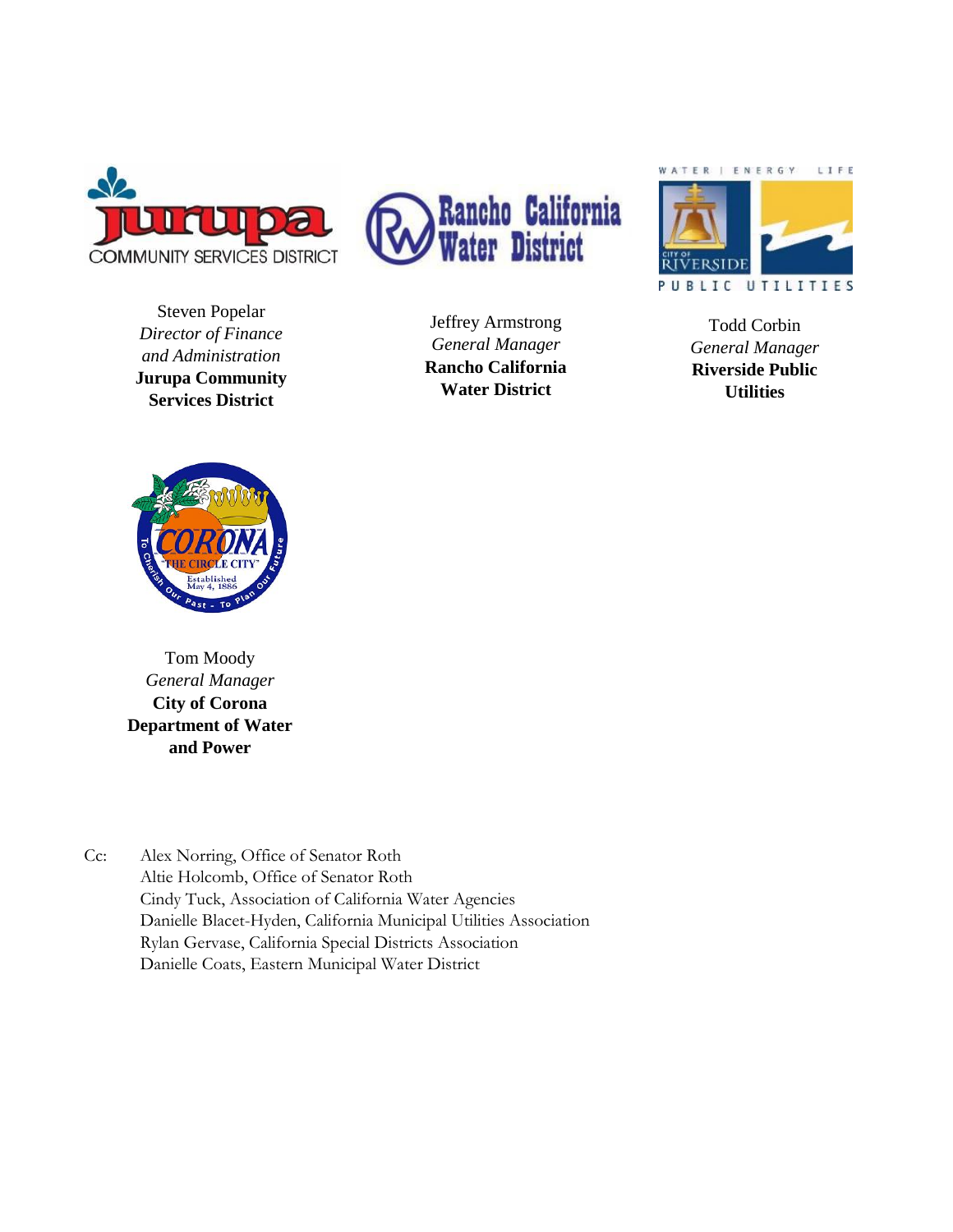Steven Popelar
*Director of Finance and Administration*
**Jurupa Community Services District**

Jeffrey Armstrong
*General Manager*
**Rancho California Water District**

Todd Corbin
*General Manager*
**Riverside Public Utilities**

Tom Moody
*General Manager*
**City of Corona Department of Water and Power**

Cc: Alex Norring, Office of Senator Roth
Altie Holcomb, Office of Senator Roth
Cindy Tuck, Association of California Water Agencies
Danielle Blacet-Hyden, California Municipal Utilities Association
Rylan Gervase, California Special Districts Association
Danielle Coats, Eastern Municipal Water District